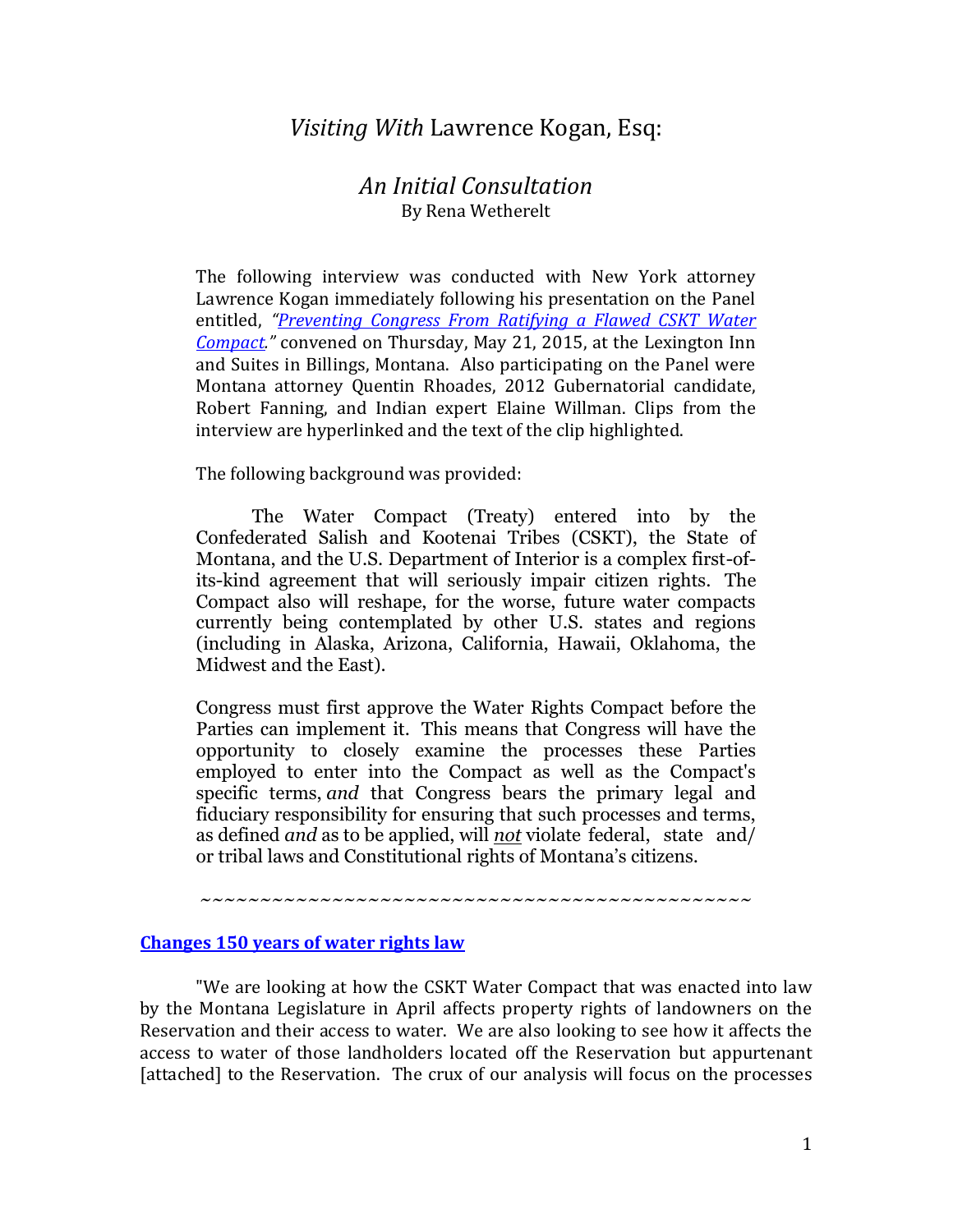# *Visiting With* Lawrence Kogan, Esq:

## *An Initial Consultation*

By Rena Wetherelt

The following interview was conducted with New York attorney Lawrence Kogan immediately following his presentation on the Panel entitled, *"Preventing Congress From Ratifying a Flawed CSKT Water Compact."* convened on Thursday, May 21, 2015, at the Lexington Inn and Suites in Billings, Montana. Also participating on the Panel were Montana attorney Quentin Rhoades, 2012 Gubernatorial candidate, Robert Fanning, and Indian expert Elaine Willman. Clips from the interview are hyperlinked and the text of the clip highlighted.

The following background was provided:

The Water Compact (Treaty) entered into by the Confederated Salish and Kootenai Tribes (CSKT), the State of Montana, and the U.S. Department of Interior is a complex first-of-its-kind agreement that will seriously impair citizen rights. The Compact also will reshape, for the worse, future water compacts currently being contemplated by other U.S. states and regions (including in Alaska, Arizona, California, Hawaii, Oklahoma, the Midwest and the East).

Congress must first approve the Water Rights Compact before the Parties can implement it. This means that Congress will have the opportunity to closely examine the processes these Parties employed to enter into the Compact as well as the Compact's specific terms, *and* that Congress bears the primary legal and fiduciary responsibility for ensuring that such processes and terms, as defined *and* as to be applied, will ***not*** violate federal, state and/or tribal laws and Constitutional rights of Montana's citizens.

~~~~~~~~~~~~~~~~~~~~~~~~~~~~~~~~~~~~~~~~~~~~~~~

**Changes 150 years of water rights law**

"We are looking at how the CSKT Water Compact that was enacted into law by the Montana Legislature in April affects property rights of landowners on the Reservation and their access to water. We are also looking to see how it affects the access to water of those landholders located off the Reservation but appurtenant [attached] to the Reservation. The crux of our analysis will focus on the processes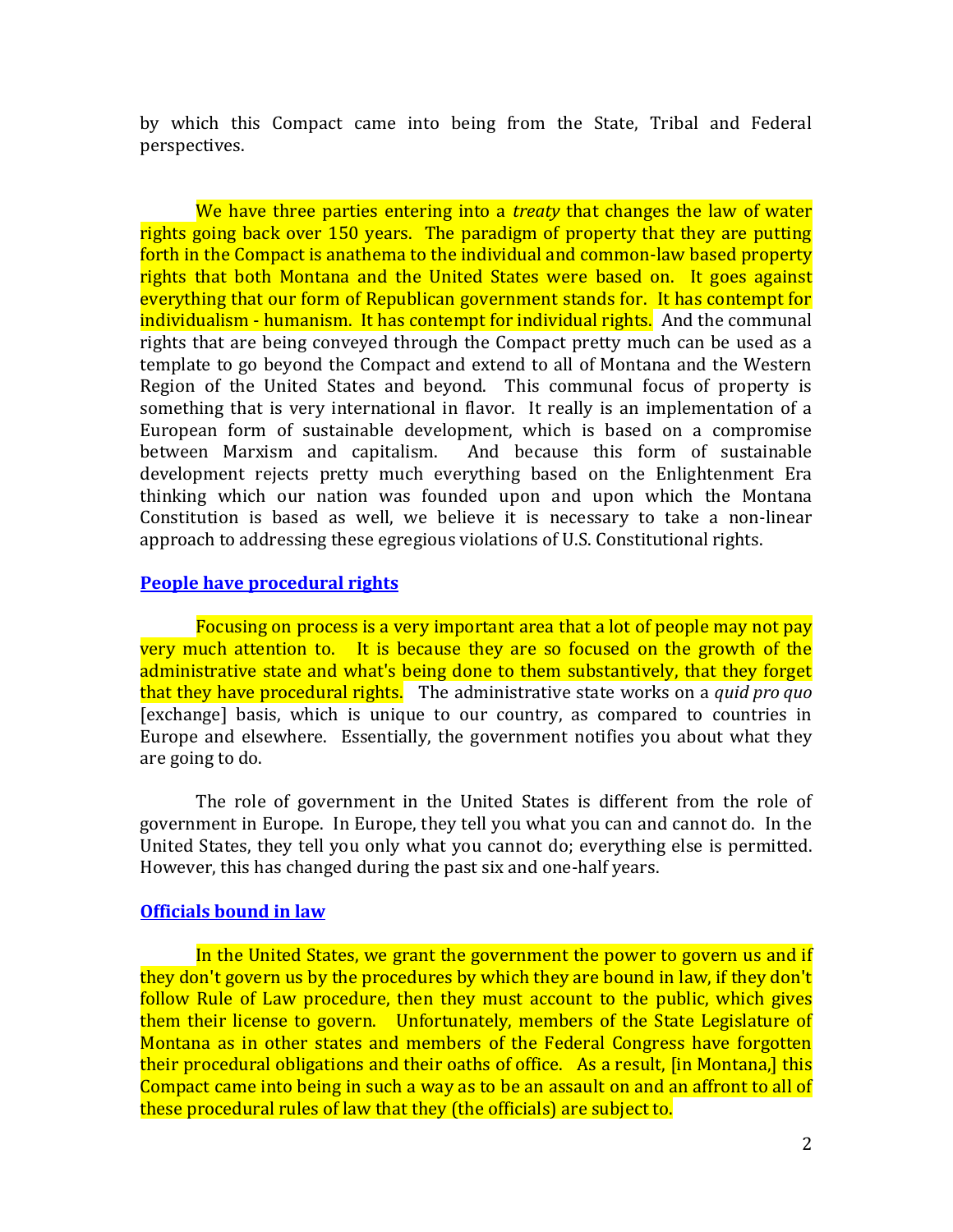by which this Compact came into being from the State, Tribal and Federal perspectives.

We have three parties entering into a *treaty* that changes the law of water rights going back over 150 years. The paradigm of property that they are putting forth in the Compact is anathema to the individual and common-law based property rights that both Montana and the United States were based on. It goes against everything that our form of Republican government stands for. It has contempt for individualism - humanism. It has contempt for individual rights. And the communal rights that are being conveyed through the Compact pretty much can be used as a template to go beyond the Compact and extend to all of Montana and the Western Region of the United States and beyond. This communal focus of property is something that is very international in flavor. It really is an implementation of a European form of sustainable development, which is based on a compromise between Marxism and capitalism. And because this form of sustainable development rejects pretty much everything based on the Enlightenment Era thinking which our nation was founded upon and upon which the Montana Constitution is based as well, we believe it is necessary to take a non-linear approach to addressing these egregious violations of U.S. Constitutional rights.

## People have procedural rights

Focusing on process is a very important area that a lot of people may not pay very much attention to. It is because they are so focused on the growth of the administrative state and what's being done to them substantively, that they forget that they have procedural rights. The administrative state works on a *quid pro quo* [exchange] basis, which is unique to our country, as compared to countries in Europe and elsewhere. Essentially, the government notifies you about what they are going to do.

The role of government in the United States is different from the role of government in Europe. In Europe, they tell you what you can and cannot do. In the United States, they tell you only what you cannot do; everything else is permitted. However, this has changed during the past six and one-half years.

## Officials bound in law

In the United States, we grant the government the power to govern us and if they don't govern us by the procedures by which they are bound in law, if they don't follow Rule of Law procedure, then they must account to the public, which gives them their license to govern. Unfortunately, members of the State Legislature of Montana as in other states and members of the Federal Congress have forgotten their procedural obligations and their oaths of office. As a result, [in Montana,] this Compact came into being in such a way as to be an assault on and an affront to all of these procedural rules of law that they (the officials) are subject to.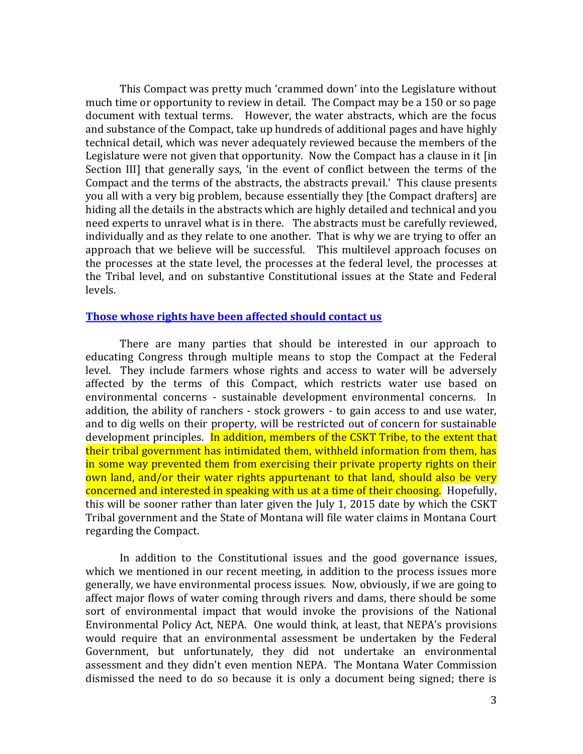This Compact was pretty much 'crammed down' into the Legislature without much time or opportunity to review in detail. The Compact may be a 150 or so page document with textual terms. However, the water abstracts, which are the focus and substance of the Compact, take up hundreds of additional pages and have highly technical detail, which was never adequately reviewed because the members of the Legislature were not given that opportunity. Now the Compact has a clause in it [in Section III] that generally says, 'in the event of conflict between the terms of the Compact and the terms of the abstracts, the abstracts prevail.' This clause presents you all with a very big problem, because essentially they [the Compact drafters] are hiding all the details in the abstracts which are highly detailed and technical and you need experts to unravel what is in there. The abstracts must be carefully reviewed, individually and as they relate to one another. That is why we are trying to offer an approach that we believe will be successful. This multilevel approach focuses on the processes at the state level, the processes at the federal level, the processes at the Tribal level, and on substantive Constitutional issues at the State and Federal levels.

**Those whose rights have been affected should contact us**

There are many parties that should be interested in our approach to educating Congress through multiple means to stop the Compact at the Federal level. They include farmers whose rights and access to water will be adversely affected by the terms of this Compact, which restricts water use based on environmental concerns - sustainable development environmental concerns. In addition, the ability of ranchers - stock growers - to gain access to and use water, and to dig wells on their property, will be restricted out of concern for sustainable development principles. In addition, members of the CSKT Tribe, to the extent that their tribal government has intimidated them, withheld information from them, has in some way prevented them from exercising their private property rights on their own land, and/or their water rights appurtenant to that land, should also be very concerned and interested in speaking with us at a time of their choosing. Hopefully, this will be sooner rather than later given the July 1, 2015 date by which the CSKT Tribal government and the State of Montana will file water claims in Montana Court regarding the Compact.

In addition to the Constitutional issues and the good governance issues, which we mentioned in our recent meeting, in addition to the process issues more generally, we have environmental process issues. Now, obviously, if we are going to affect major flows of water coming through rivers and dams, there should be some sort of environmental impact that would invoke the provisions of the National Environmental Policy Act, NEPA. One would think, at least, that NEPA's provisions would require that an environmental assessment be undertaken by the Federal Government, but unfortunately, they did not undertake an environmental assessment and they didn't even mention NEPA. The Montana Water Commission dismissed the need to do so because it is only a document being signed; there is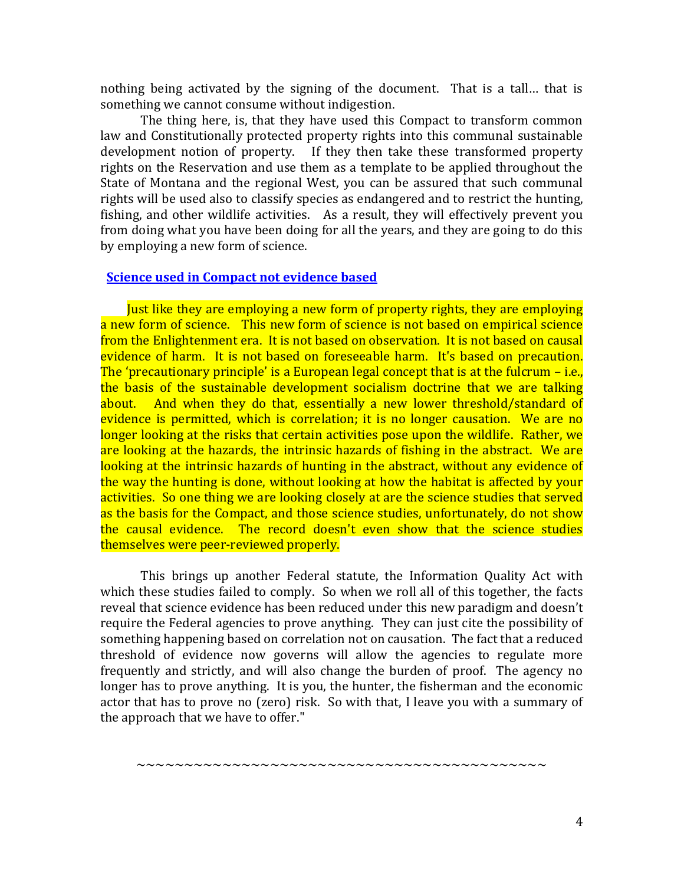nothing being activated by the signing of the document. That is a tall… that is something we cannot consume without indigestion.

The thing here, is, that they have used this Compact to transform common law and Constitutionally protected property rights into this communal sustainable development notion of property. If they then take these transformed property rights on the Reservation and use them as a template to be applied throughout the State of Montana and the regional West, you can be assured that such communal rights will be used also to classify species as endangered and to restrict the hunting, fishing, and other wildlife activities. As a result, they will effectively prevent you from doing what you have been doing for all the years, and they are going to do this by employing a new form of science.

**Science used in Compact not evidence based**

Just like they are employing a new form of property rights, they are employing a new form of science. This new form of science is not based on empirical science from the Enlightenment era. It is not based on observation. It is not based on causal evidence of harm. It is not based on foreseeable harm. It's based on precaution. The 'precautionary principle' is a European legal concept that is at the fulcrum – i.e., the basis of the sustainable development socialism doctrine that we are talking about. And when they do that, essentially a new lower threshold/standard of evidence is permitted, which is correlation; it is no longer causation. We are no longer looking at the risks that certain activities pose upon the wildlife. Rather, we are looking at the hazards, the intrinsic hazards of fishing in the abstract. We are looking at the intrinsic hazards of hunting in the abstract, without any evidence of the way the hunting is done, without looking at how the habitat is affected by your activities. So one thing we are looking closely at are the science studies that served as the basis for the Compact, and those science studies, unfortunately, do not show the causal evidence. The record doesn't even show that the science studies themselves were peer-reviewed properly.

This brings up another Federal statute, the Information Quality Act with which these studies failed to comply. So when we roll all of this together, the facts reveal that science evidence has been reduced under this new paradigm and doesn't require the Federal agencies to prove anything. They can just cite the possibility of something happening based on correlation not on causation. The fact that a reduced threshold of evidence now governs will allow the agencies to regulate more frequently and strictly, and will also change the burden of proof. The agency no longer has to prove anything. It is you, the hunter, the fisherman and the economic actor that has to prove no (zero) risk. So with that, I leave you with a summary of the approach that we have to offer."

~~~~~~~~~~~~~~~~~~~~~~~~~~~~~~~~~~~~~~~~~~~~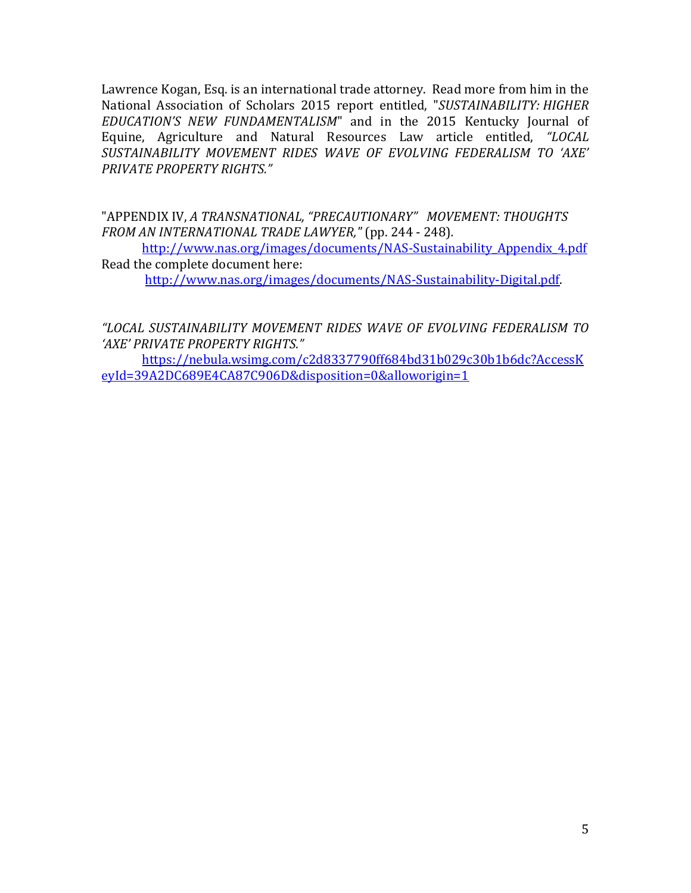Lawrence Kogan, Esq. is an international trade attorney. Read more from him in the National Association of Scholars 2015 report entitled, "*SUSTAINABILITY: HIGHER EDUCATION'S NEW FUNDAMENTALISM*" and in the 2015 Kentucky Journal of Equine, Agriculture and Natural Resources Law article entitled, *"LOCAL SUSTAINABILITY MOVEMENT RIDES WAVE OF EVOLVING FEDERALISM TO 'AXE' PRIVATE PROPERTY RIGHTS."*

"APPENDIX IV, *A TRANSNATIONAL, "PRECAUTIONARY" MOVEMENT: THOUGHTS FROM AN INTERNATIONAL TRADE LAWYER,"* (pp. 244 - 248).

http://www.nas.org/images/documents/NAS-Sustainability_Appendix_4.pdf

Read the complete document here:

http://www.nas.org/images/documents/NAS-Sustainability-Digital.pdf.

*"LOCAL SUSTAINABILITY MOVEMENT RIDES WAVE OF EVOLVING FEDERALISM TO 'AXE' PRIVATE PROPERTY RIGHTS."*

https://nebula.wsimg.com/c2d8337790ff684bd31b029c30b1b6dc?AccessKeyId=39A2DC689E4CA87C906D&disposition=0&alloworigin=1